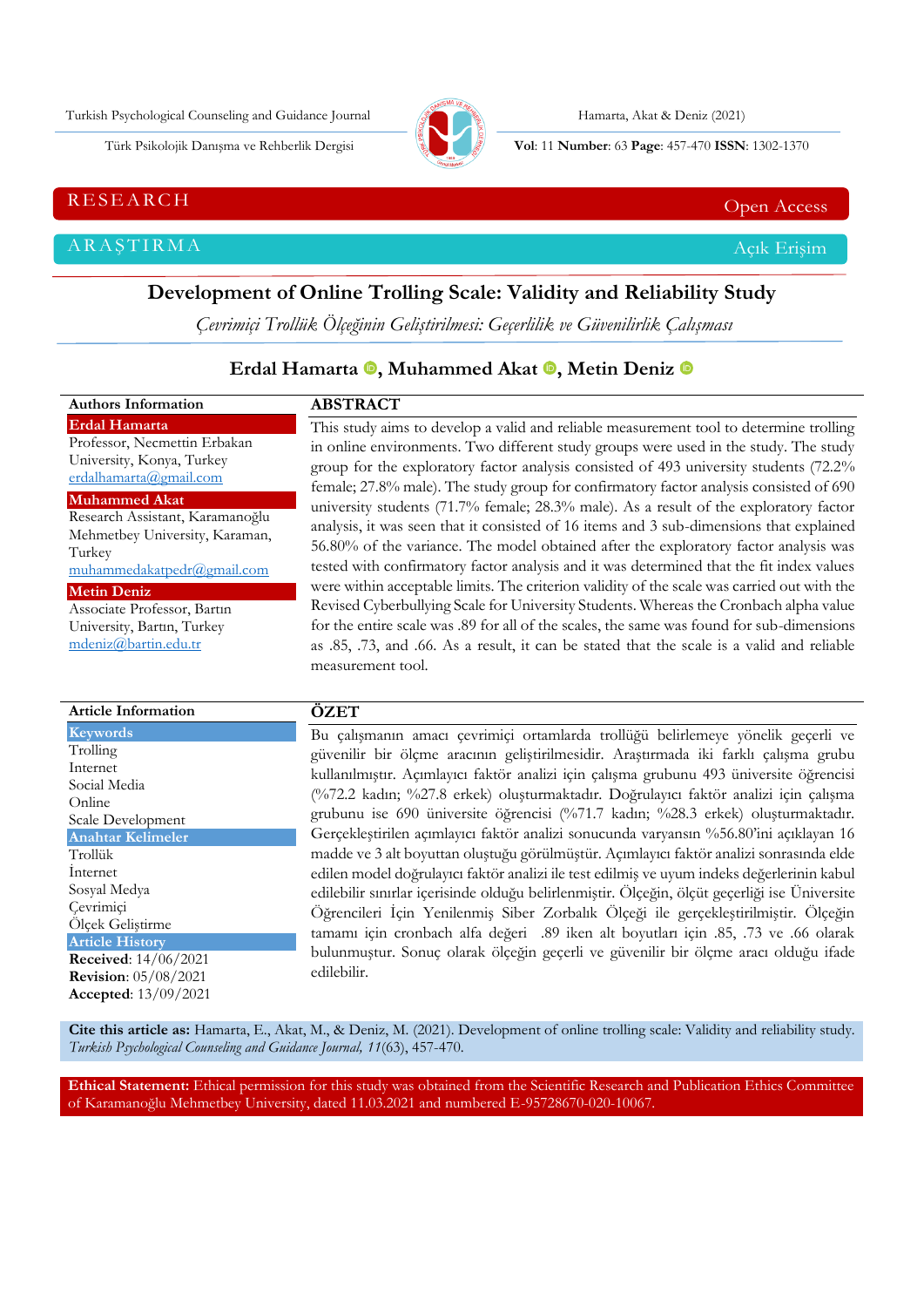RESEARCH — Open Access

ARAŞTIRMA — Açık Erişim

# Development of Online Trolling Scale: Validity and Reliability Study

*Çevrimiçi Trollük Ölçeğinin Geliştirilmesi: Geçerlilik ve Güvenilirlik Çalışması*

**Erdal Hamarta, Muhammed Akat, Metin Deniz**

**Authors Information**

**Erdal Hamarta**
Professor, Necmettin Erbakan University, Konya, Turkey
erdalhamarta@gmail.com

**Muhammed Akat**
Research Assistant, Karamanoğlu Mehmetbey University, Karaman, Turkey
muhammedakatpedr@gmail.com

**Metin Deniz**
Associate Professor, Bartın University, Bartın, Turkey
mdeniz@bartin.edu.tr

## ABSTRACT

This study aims to develop a valid and reliable measurement tool to determine trolling in online environments. Two different study groups were used in the study. The study group for the exploratory factor analysis consisted of 493 university students (72.2% female; 27.8% male). The study group for confirmatory factor analysis consisted of 690 university students (71.7% female; 28.3% male). As a result of the exploratory factor analysis, it was seen that it consisted of 16 items and 3 sub-dimensions that explained 56.80% of the variance. The model obtained after the exploratory factor analysis was tested with confirmatory factor analysis and it was determined that the fit index values were within acceptable limits. The criterion validity of the scale was carried out with the Revised Cyberbullying Scale for University Students. Whereas the Cronbach alpha value for the entire scale was .89 for all of the scales, the same was found for sub-dimensions as .85, .73, and .66. As a result, it can be stated that the scale is a valid and reliable measurement tool.

**Article Information**

**Keywords**
Trolling
Internet
Social Media
Online
Scale Development

**Anahtar Kelimeler**
Trollük
İnternet
Sosyal Medya
Çevrimiçi
Ölçek Geliştirme

**Article History**
**Received**: 14/06/2021
**Revision**: 05/08/2021
**Accepted**: 13/09/2021

## ÖZET

Bu çalışmanın amacı çevrimiçi ortamlarda trollüğü belirlemeye yönelik geçerli ve güvenilir bir ölçme aracının geliştirilmesidir. Araştırmada iki farklı çalışma grubu kullanılmıştır. Açımlayıcı faktör analizi için çalışma grubunu 493 üniversite öğrencisi (%72.2 kadın; %27.8 erkek) oluşturmaktadır. Doğrulayıcı faktör analizi için çalışma grubunu ise 690 üniversite öğrencisi (%71.7 kadın; %28.3 erkek) oluşturmaktadır. Gerçekleştirilen açımlayıcı faktör analizi sonucunda varyansın %56.80'ini açıklayan 16 madde ve 3 alt boyuttan oluştuğu görülmüştür. Açımlayıcı faktör analizi sonrasında elde edilen model doğrulayıcı faktör analizi ile test edilmiş ve uyum indeks değerlerinin kabul edilebilir sınırlar içerisinde olduğu belirlenmiştir. Ölçeğin, ölçüt geçerliği ise Üniversite Öğrencileri İçin Yenilenmiş Siber Zorbalık Ölçeği ile gerçekleştirilmiştir. Ölçeğin tamamı için cronbach alfa değeri .89 iken alt boyutları için .85, .73 ve .66 olarak bulunmuştur. Sonuç olarak ölçeğin geçerli ve güvenilir bir ölçme aracı olduğu ifade edilebilir.

**Cite this article as:** Hamarta, E., Akat, M., & Deniz, M. (2021). Development of online trolling scale: Validity and reliability study. *Turkish Psychological Counseling and Guidance Journal, 11*(63), 457-470.

**Ethical Statement:** Ethical permission for this study was obtained from the Scientific Research and Publication Ethics Committee of Karamanoğlu Mehmetbey University, dated 11.03.2021 and numbered E-95728670-020-10067.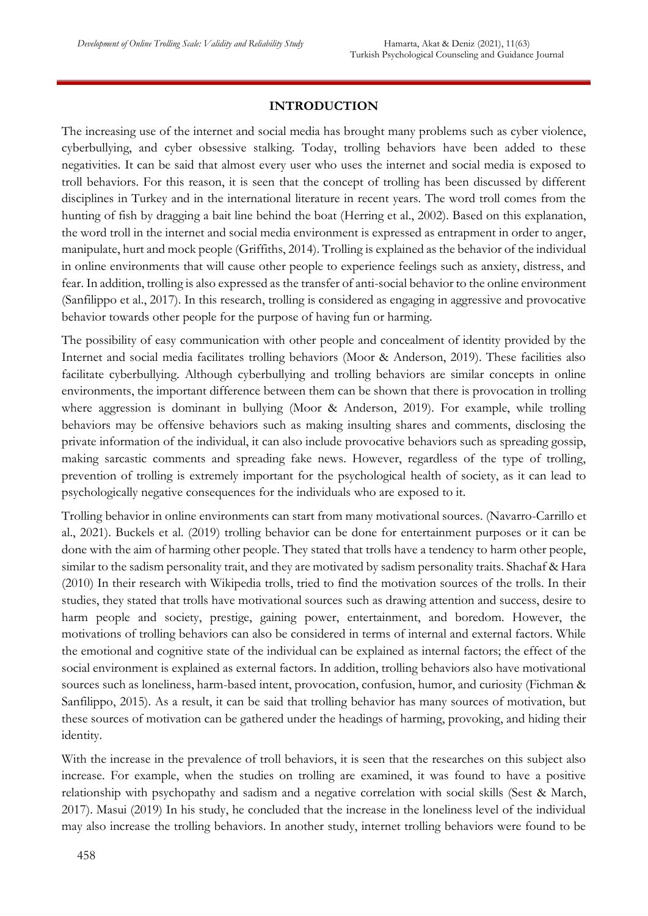## INTRODUCTION

The increasing use of the internet and social media has brought many problems such as cyber violence, cyberbullying, and cyber obsessive stalking. Today, trolling behaviors have been added to these negativities. It can be said that almost every user who uses the internet and social media is exposed to troll behaviors. For this reason, it is seen that the concept of trolling has been discussed by different disciplines in Turkey and in the international literature in recent years. The word troll comes from the hunting of fish by dragging a bait line behind the boat (Herring et al., 2002). Based on this explanation, the word troll in the internet and social media environment is expressed as entrapment in order to anger, manipulate, hurt and mock people (Griffiths, 2014). Trolling is explained as the behavior of the individual in online environments that will cause other people to experience feelings such as anxiety, distress, and fear. In addition, trolling is also expressed as the transfer of anti-social behavior to the online environment (Sanfilippo et al., 2017). In this research, trolling is considered as engaging in aggressive and provocative behavior towards other people for the purpose of having fun or harming.

The possibility of easy communication with other people and concealment of identity provided by the Internet and social media facilitates trolling behaviors (Moor & Anderson, 2019). These facilities also facilitate cyberbullying. Although cyberbullying and trolling behaviors are similar concepts in online environments, the important difference between them can be shown that there is provocation in trolling where aggression is dominant in bullying (Moor & Anderson, 2019). For example, while trolling behaviors may be offensive behaviors such as making insulting shares and comments, disclosing the private information of the individual, it can also include provocative behaviors such as spreading gossip, making sarcastic comments and spreading fake news. However, regardless of the type of trolling, prevention of trolling is extremely important for the psychological health of society, as it can lead to psychologically negative consequences for the individuals who are exposed to it.

Trolling behavior in online environments can start from many motivational sources. (Navarro-Carrillo et al., 2021). Buckels et al. (2019) trolling behavior can be done for entertainment purposes or it can be done with the aim of harming other people. They stated that trolls have a tendency to harm other people, similar to the sadism personality trait, and they are motivated by sadism personality traits. Shachaf & Hara (2010) In their research with Wikipedia trolls, tried to find the motivation sources of the trolls. In their studies, they stated that trolls have motivational sources such as drawing attention and success, desire to harm people and society, prestige, gaining power, entertainment, and boredom. However, the motivations of trolling behaviors can also be considered in terms of internal and external factors. While the emotional and cognitive state of the individual can be explained as internal factors; the effect of the social environment is explained as external factors. In addition, trolling behaviors also have motivational sources such as loneliness, harm-based intent, provocation, confusion, humor, and curiosity (Fichman & Sanfilippo, 2015). As a result, it can be said that trolling behavior has many sources of motivation, but these sources of motivation can be gathered under the headings of harming, provoking, and hiding their identity.

With the increase in the prevalence of troll behaviors, it is seen that the researches on this subject also increase. For example, when the studies on trolling are examined, it was found to have a positive relationship with psychopathy and sadism and a negative correlation with social skills (Sest & March, 2017). Masui (2019) In his study, he concluded that the increase in the loneliness level of the individual may also increase the trolling behaviors. In another study, internet trolling behaviors were found to be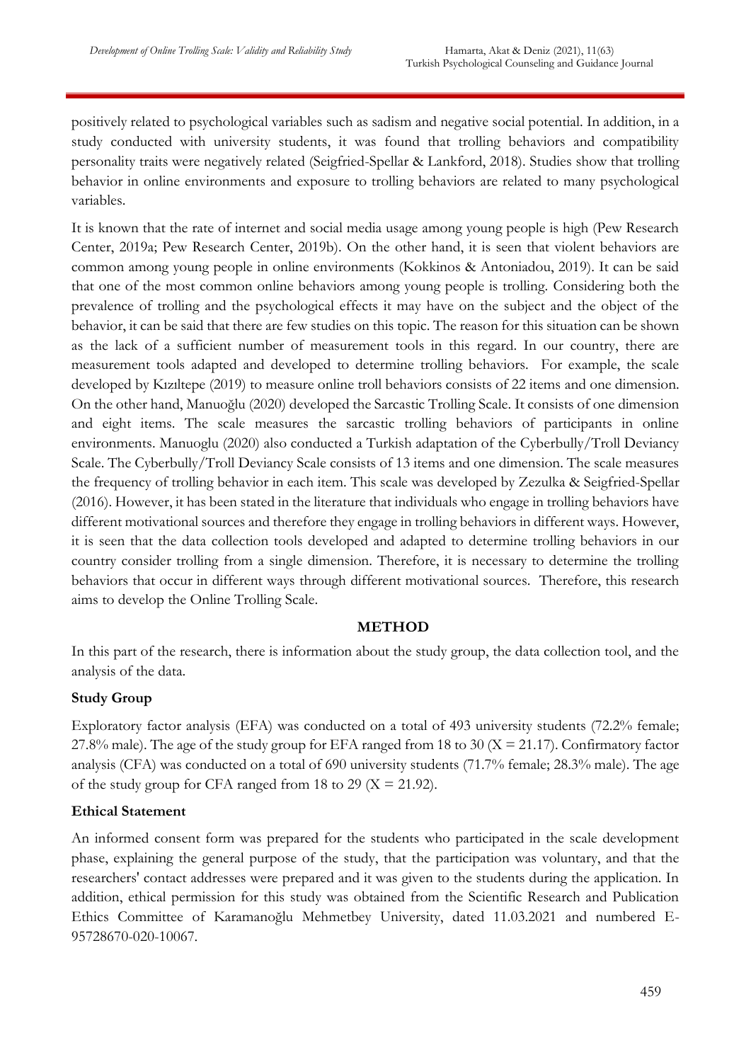positively related to psychological variables such as sadism and negative social potential. In addition, in a study conducted with university students, it was found that trolling behaviors and compatibility personality traits were negatively related (Seigfried-Spellar & Lankford, 2018). Studies show that trolling behavior in online environments and exposure to trolling behaviors are related to many psychological variables.

It is known that the rate of internet and social media usage among young people is high (Pew Research Center, 2019a; Pew Research Center, 2019b). On the other hand, it is seen that violent behaviors are common among young people in online environments (Kokkinos & Antoniadou, 2019). It can be said that one of the most common online behaviors among young people is trolling. Considering both the prevalence of trolling and the psychological effects it may have on the subject and the object of the behavior, it can be said that there are few studies on this topic. The reason for this situation can be shown as the lack of a sufficient number of measurement tools in this regard. In our country, there are measurement tools adapted and developed to determine trolling behaviors. For example, the scale developed by Kızıltepe (2019) to measure online troll behaviors consists of 22 items and one dimension. On the other hand, Manuoğlu (2020) developed the Sarcastic Trolling Scale. It consists of one dimension and eight items. The scale measures the sarcastic trolling behaviors of participants in online environments. Manuoglu (2020) also conducted a Turkish adaptation of the Cyberbully/Troll Deviancy Scale. The Cyberbully/Troll Deviancy Scale consists of 13 items and one dimension. The scale measures the frequency of trolling behavior in each item. This scale was developed by Zezulka & Seigfried-Spellar (2016). However, it has been stated in the literature that individuals who engage in trolling behaviors have different motivational sources and therefore they engage in trolling behaviors in different ways. However, it is seen that the data collection tools developed and adapted to determine trolling behaviors in our country consider trolling from a single dimension. Therefore, it is necessary to determine the trolling behaviors that occur in different ways through different motivational sources. Therefore, this research aims to develop the Online Trolling Scale.

## METHOD

In this part of the research, there is information about the study group, the data collection tool, and the analysis of the data.

### Study Group

Exploratory factor analysis (EFA) was conducted on a total of 493 university students (72.2% female; 27.8% male). The age of the study group for EFA ranged from 18 to 30 ($X = 21.17$). Confirmatory factor analysis (CFA) was conducted on a total of 690 university students (71.7% female; 28.3% male). The age of the study group for CFA ranged from 18 to 29 ($X = 21.92$).

### Ethical Statement

An informed consent form was prepared for the students who participated in the scale development phase, explaining the general purpose of the study, that the participation was voluntary, and that the researchers' contact addresses were prepared and it was given to the students during the application. In addition, ethical permission for this study was obtained from the Scientific Research and Publication Ethics Committee of Karamanoğlu Mehmetbey University, dated 11.03.2021 and numbered E-95728670-020-10067.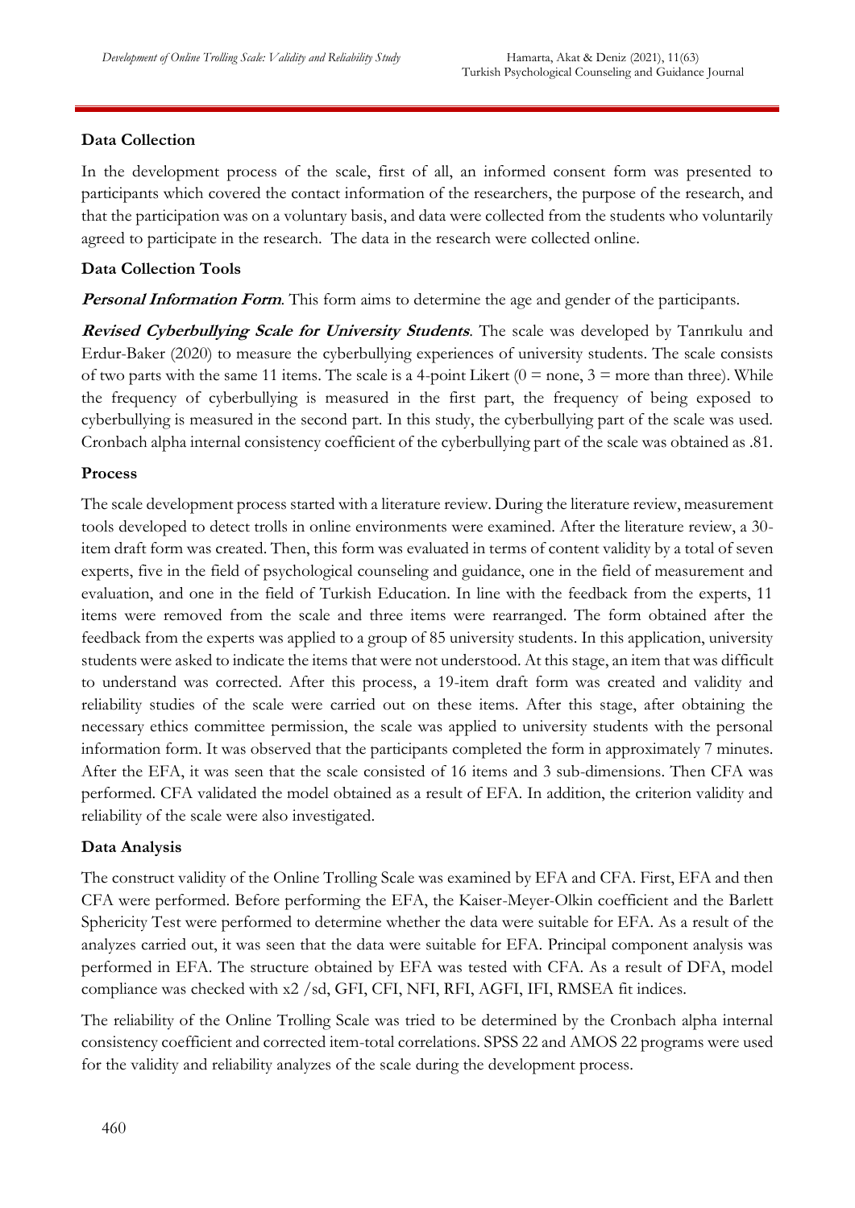### Data Collection

In the development process of the scale, first of all, an informed consent form was presented to participants which covered the contact information of the researchers, the purpose of the research, and that the participation was on a voluntary basis, and data were collected from the students who voluntarily agreed to participate in the research. The data in the research were collected online.

### Data Collection Tools

***Personal Information Form***. This form aims to determine the age and gender of the participants.

***Revised Cyberbullying Scale for University Students***. The scale was developed by Tanrıkulu and Erdur-Baker (2020) to measure the cyberbullying experiences of university students. The scale consists of two parts with the same 11 items. The scale is a 4-point Likert (0 = none, 3 = more than three). While the frequency of cyberbullying is measured in the first part, the frequency of being exposed to cyberbullying is measured in the second part. In this study, the cyberbullying part of the scale was used. Cronbach alpha internal consistency coefficient of the cyberbullying part of the scale was obtained as .81.

### Process

The scale development process started with a literature review. During the literature review, measurement tools developed to detect trolls in online environments were examined. After the literature review, a 30-item draft form was created. Then, this form was evaluated in terms of content validity by a total of seven experts, five in the field of psychological counseling and guidance, one in the field of measurement and evaluation, and one in the field of Turkish Education. In line with the feedback from the experts, 11 items were removed from the scale and three items were rearranged. The form obtained after the feedback from the experts was applied to a group of 85 university students. In this application, university students were asked to indicate the items that were not understood. At this stage, an item that was difficult to understand was corrected. After this process, a 19-item draft form was created and validity and reliability studies of the scale were carried out on these items. After this stage, after obtaining the necessary ethics committee permission, the scale was applied to university students with the personal information form. It was observed that the participants completed the form in approximately 7 minutes. After the EFA, it was seen that the scale consisted of 16 items and 3 sub-dimensions. Then CFA was performed. CFA validated the model obtained as a result of EFA. In addition, the criterion validity and reliability of the scale were also investigated.

### Data Analysis

The construct validity of the Online Trolling Scale was examined by EFA and CFA. First, EFA and then CFA were performed. Before performing the EFA, the Kaiser-Meyer-Olkin coefficient and the Barlett Sphericity Test were performed to determine whether the data were suitable for EFA. As a result of the analyzes carried out, it was seen that the data were suitable for EFA. Principal component analysis was performed in EFA. The structure obtained by EFA was tested with CFA. As a result of DFA, model compliance was checked with $x2$ /sd, GFI, CFI, NFI, RFI, AGFI, IFI, RMSEA fit indices.

The reliability of the Online Trolling Scale was tried to be determined by the Cronbach alpha internal consistency coefficient and corrected item-total correlations. SPSS 22 and AMOS 22 programs were used for the validity and reliability analyzes of the scale during the development process.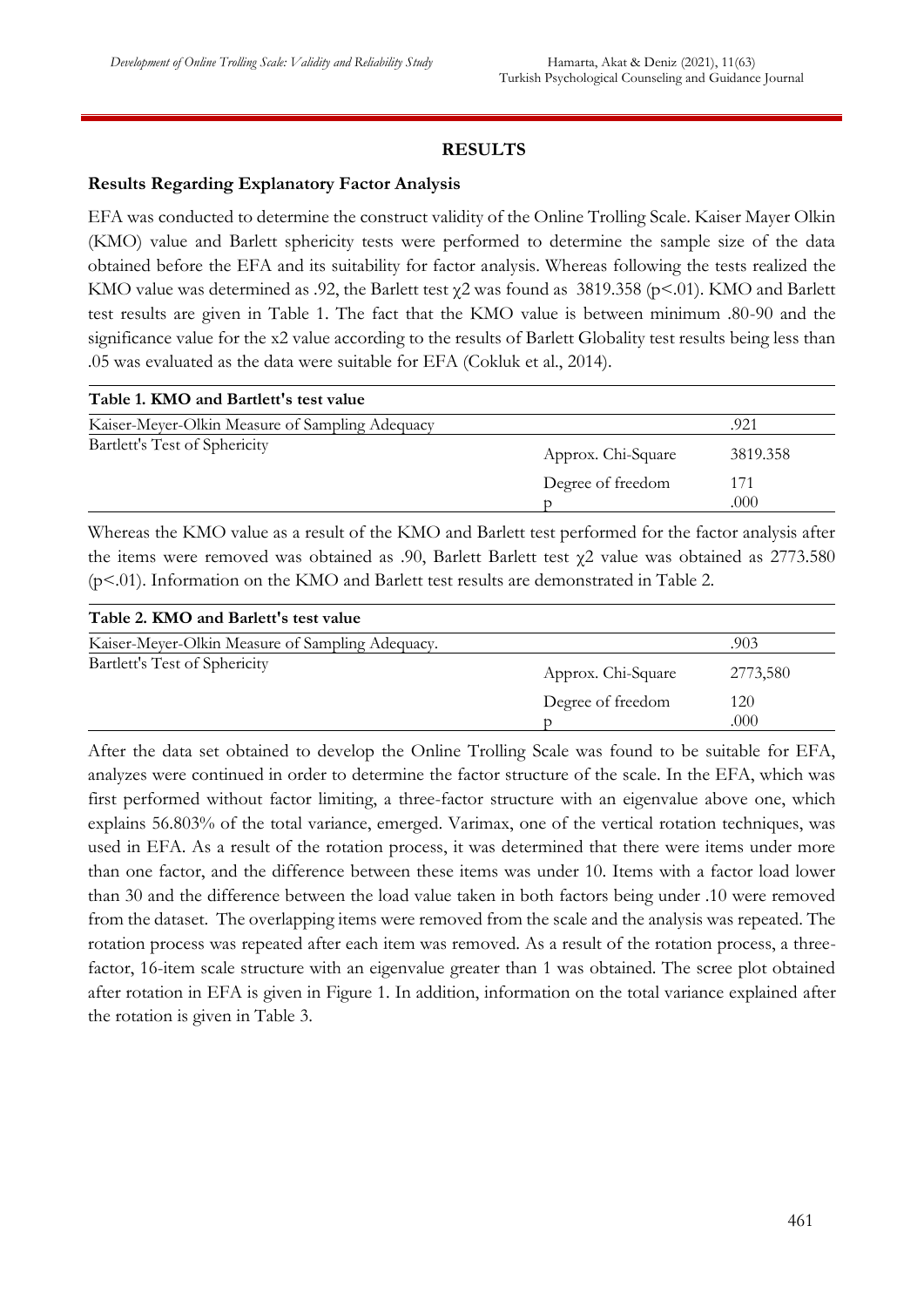## RESULTS

### Results Regarding Explanatory Factor Analysis

EFA was conducted to determine the construct validity of the Online Trolling Scale. Kaiser Mayer Olkin (KMO) value and Barlett sphericity tests were performed to determine the sample size of the data obtained before the EFA and its suitability for factor analysis. Whereas following the tests realized the KMO value was determined as .92, the Barlett test $\chi 2$ was found as 3819.358 ($p<.01$). KMO and Barlett test results are given in Table 1. The fact that the KMO value is between minimum .80-90 and the significance value for the x2 value according to the results of Barlett Globality test results being less than .05 was evaluated as the data were suitable for EFA (Cokluk et al., 2014).

**Table 1. KMO and Bartlett's test value**

| | | |
|---|---|---|
| Kaiser-Meyer-Olkin Measure of Sampling Adequacy | | .921 |
| Bartlett's Test of Sphericity | Approx. Chi-Square | 3819.358 |
| | Degree of freedom | 171 |
| | p | .000 |

Whereas the KMO value as a result of the KMO and Barlett test performed for the factor analysis after the items were removed was obtained as .90, Barlett Barlett test $\chi 2$ value was obtained as 2773.580 ($p<.01$). Information on the KMO and Barlett test results are demonstrated in Table 2.

**Table 2. KMO and Barlett's test value**

| | | |
|---|---|---|
| Kaiser-Meyer-Olkin Measure of Sampling Adequacy. | | .903 |
| Bartlett's Test of Sphericity | Approx. Chi-Square | 2773,580 |
| | Degree of freedom | 120 |
| | p | .000 |

After the data set obtained to develop the Online Trolling Scale was found to be suitable for EFA, analyzes were continued in order to determine the factor structure of the scale. In the EFA, which was first performed without factor limiting, a three-factor structure with an eigenvalue above one, which explains 56.803% of the total variance, emerged. Varimax, one of the vertical rotation techniques, was used in EFA. As a result of the rotation process, it was determined that there were items under more than one factor, and the difference between these items was under 10. Items with a factor load lower than 30 and the difference between the load value taken in both factors being under .10 were removed from the dataset. The overlapping items were removed from the scale and the analysis was repeated. The rotation process was repeated after each item was removed. As a result of the rotation process, a three-factor, 16-item scale structure with an eigenvalue greater than 1 was obtained. The scree plot obtained after rotation in EFA is given in Figure 1. In addition, information on the total variance explained after the rotation is given in Table 3.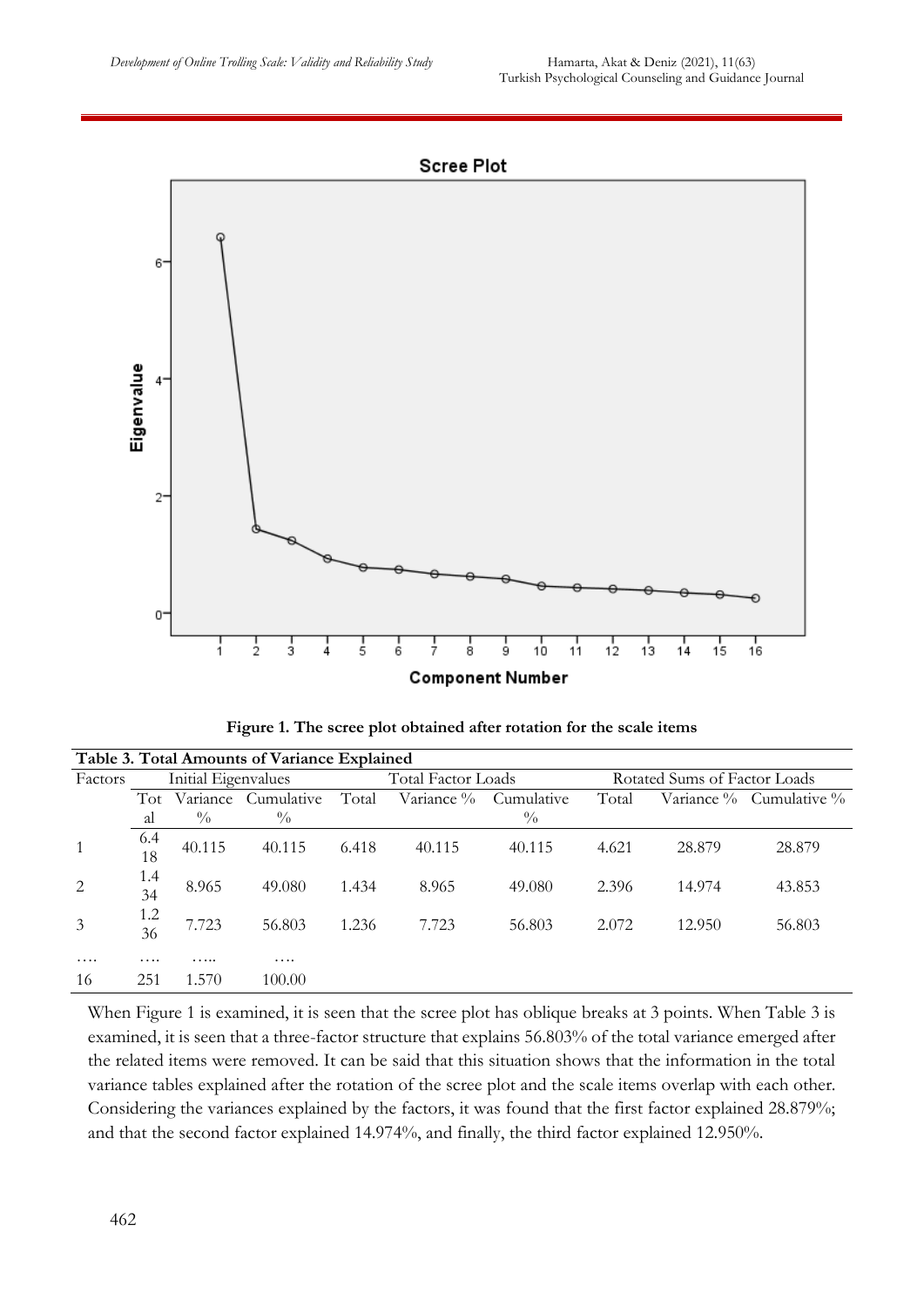Figure 1. The scree plot obtained after rotation for the scale items

**Table 3. Total Amounts of Variance Explained**

| Factors | Initial Eigenvalues | | | Total Factor Loads | | | Rotated Sums of Factor Loads | | |
|---|---|---|---|---|---|---|---|---|---|
| | Total | Variance % | Cumulative % | Total | Variance % | Cumulative % | Total | Variance % | Cumulative % |
| 1 | 6.418 | 40.115 | 40.115 | 6.418 | 40.115 | 40.115 | 4.621 | 28.879 | 28.879 |
| 2 | 1.434 | 8.965 | 49.080 | 1.434 | 8.965 | 49.080 | 2.396 | 14.974 | 43.853 |
| 3 | 1.236 | 7.723 | 56.803 | 1.236 | 7.723 | 56.803 | 2.072 | 12.950 | 56.803 |
| …. | …. | ….. | …. | | | | | | |
| 16 | 251 | 1.570 | 100.00 | | | | | | |

When Figure 1 is examined, it is seen that the scree plot has oblique breaks at 3 points. When Table 3 is examined, it is seen that a three-factor structure that explains 56.803% of the total variance emerged after the related items were removed. It can be said that this situation shows that the information in the total variance tables explained after the rotation of the scree plot and the scale items overlap with each other. Considering the variances explained by the factors, it was found that the first factor explained 28.879%; and that the second factor explained 14.974%, and finally, the third factor explained 12.950%.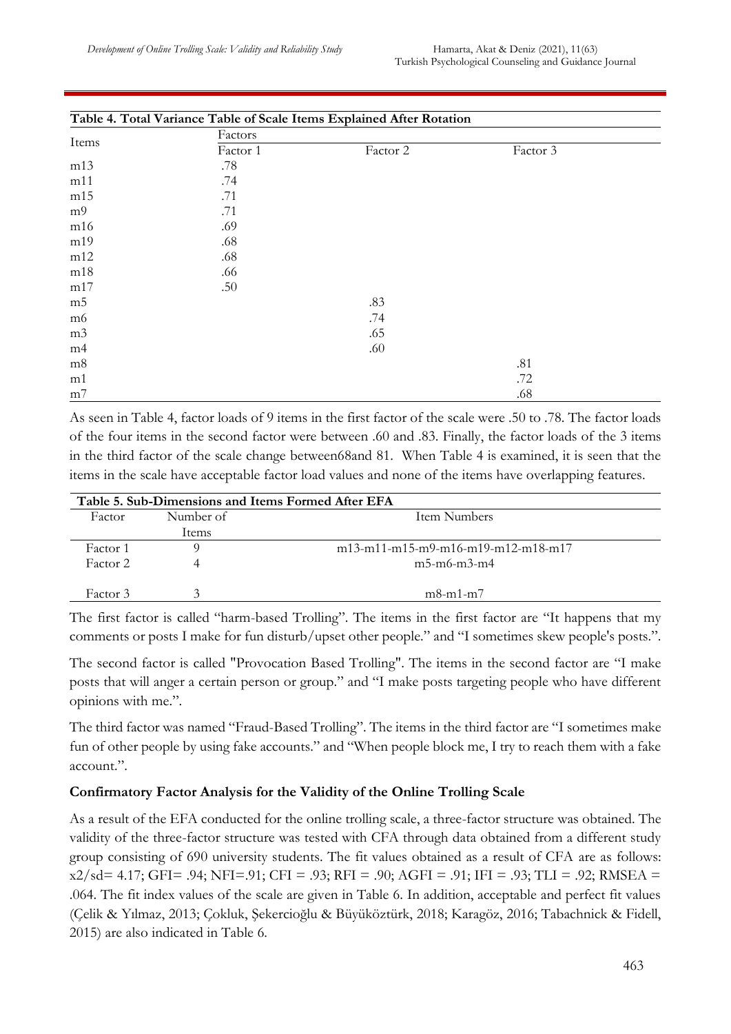**Table 4. Total Variance Table of Scale Items Explained After Rotation**

| Items | Factors | | |
|---|---|---|---|
| | Factor 1 | Factor 2 | Factor 3 |
| m13 | .78 | | |
| m11 | .74 | | |
| m15 | .71 | | |
| m9 | .71 | | |
| m16 | .69 | | |
| m19 | .68 | | |
| m12 | .68 | | |
| m18 | .66 | | |
| m17 | .50 | | |
| m5 | | .83 | |
| m6 | | .74 | |
| m3 | | .65 | |
| m4 | | .60 | |
| m8 | | | .81 |
| m1 | | | .72 |
| m7 | | | .68 |

As seen in Table 4, factor loads of 9 items in the first factor of the scale were .50 to .78. The factor loads of the four items in the second factor were between .60 and .83. Finally, the factor loads of the 3 items in the third factor of the scale change between68and 81. When Table 4 is examined, it is seen that the items in the scale have acceptable factor load values and none of the items have overlapping features.

**Table 5. Sub-Dimensions and Items Formed After EFA**

| Factor | Number of Items | Item Numbers |
|---|---|---|
| Factor 1 | 9 | m13-m11-m15-m9-m16-m19-m12-m18-m17 |
| Factor 2 | 4 | m5-m6-m3-m4 |
| Factor 3 | 3 | m8-m1-m7 |

The first factor is called "harm-based Trolling". The items in the first factor are "It happens that my comments or posts I make for fun disturb/upset other people." and "I sometimes skew people's posts.".

The second factor is called "Provocation Based Trolling". The items in the second factor are "I make posts that will anger a certain person or group." and "I make posts targeting people who have different opinions with me.".

The third factor was named "Fraud-Based Trolling". The items in the third factor are "I sometimes make fun of other people by using fake accounts." and "When people block me, I try to reach them with a fake account.".

### Confirmatory Factor Analysis for the Validity of the Online Trolling Scale

As a result of the EFA conducted for the online trolling scale, a three-factor structure was obtained. The validity of the three-factor structure was tested with CFA through data obtained from a different study group consisting of 690 university students. The fit values obtained as a result of CFA are as follows: $x2/sd= 4.17$; GFI= .94; NFI=.91; CFI = .93; RFI = .90; AGFI = .91; IFI = .93; TLI = .92; RMSEA = .064. The fit index values of the scale are given in Table 6. In addition, acceptable and perfect fit values (Çelik & Yılmaz, 2013; Çokluk, Şekercioğlu & Büyüköztürk, 2018; Karagöz, 2016; Tabachnick & Fidell, 2015) are also indicated in Table 6.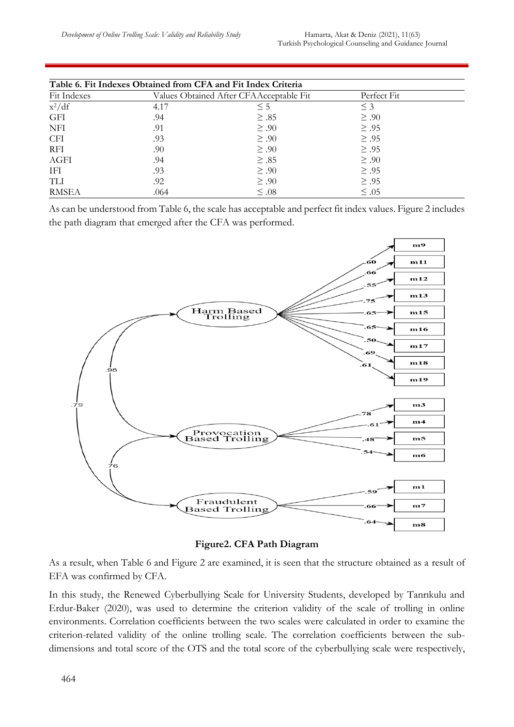**Table 6. Fit Indexes Obtained from CFA and Fit Index Criteria**

| Fit Indexes | Values Obtained After CFA | Acceptable Fit | Perfect Fit |
|---|---|---|---|
| $x^2/df$ | 4.17 | ≤ 5 | ≤ 3 |
| GFI | .94 | ≥ .85 | ≥ .90 |
| NFI | .91 | ≥ .90 | ≥ .95 |
| CFI | .93 | ≥ .90 | ≥ .95 |
| RFI | .90 | ≥ .90 | ≥ .95 |
| AGFI | .94 | ≥ .85 | ≥ .90 |
| IFI | .93 | ≥ .90 | ≥ .95 |
| TLI | .92 | ≥ .90 | ≥ .95 |
| RMSEA | .064 | ≤ .08 | ≤ .05 |

As can be understood from Table 6, the scale has acceptable and perfect fit index values. Figure 2 includes the path diagram that emerged after the CFA was performed.

**Figure2. CFA Path Diagram**

As a result, when Table 6 and Figure 2 are examined, it is seen that the structure obtained as a result of EFA was confirmed by CFA.

In this study, the Renewed Cyberbullying Scale for University Students, developed by Tanrıkulu and Erdur-Baker (2020), was used to determine the criterion validity of the scale of trolling in online environments. Correlation coefficients between the two scales were calculated in order to examine the criterion-related validity of the online trolling scale. The correlation coefficients between the sub-dimensions and total score of the OTS and the total score of the cyberbullying scale were respectively,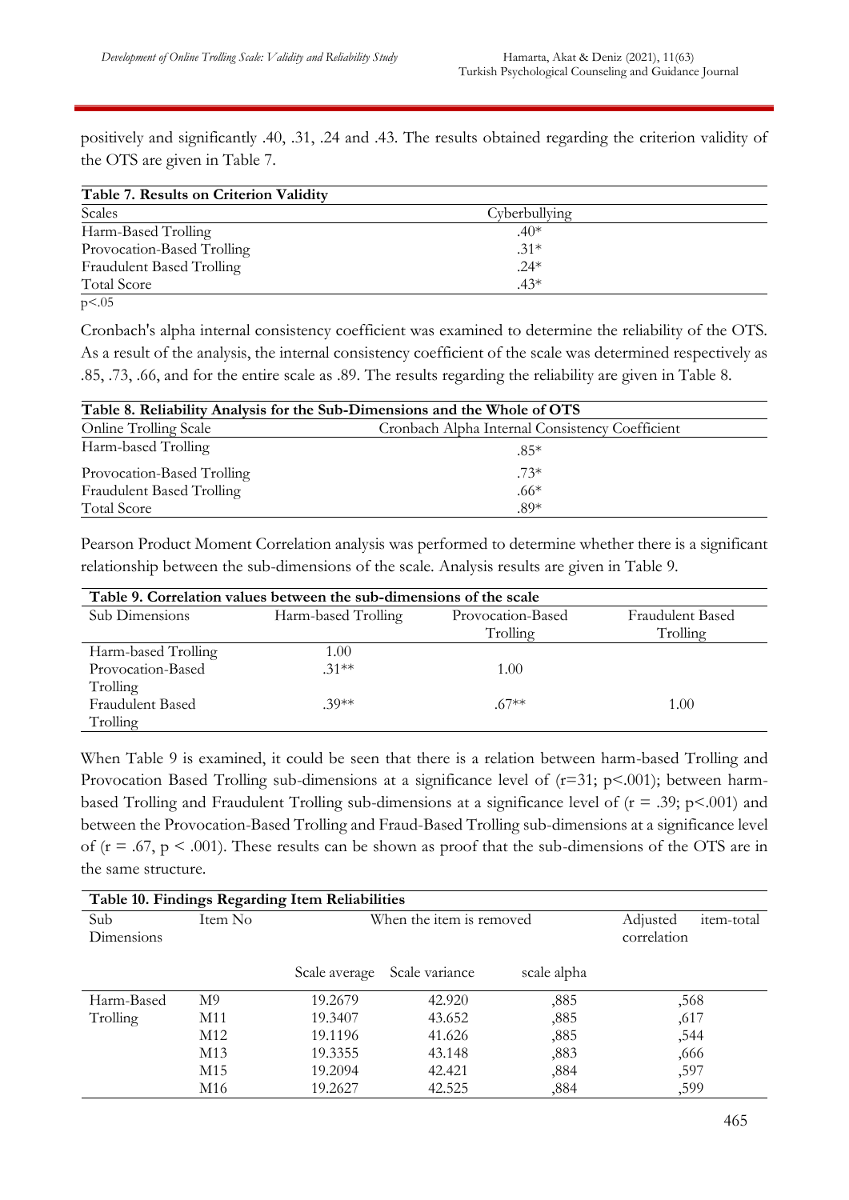positively and significantly .40, .31, .24 and .43. The results obtained regarding the criterion validity of the OTS are given in Table 7.

**Table 7. Results on Criterion Validity**

| Scales | Cyberbullying |
| --- | --- |
| Harm-Based Trolling | .40* |
| Provocation-Based Trolling | .31* |
| Fraudulent Based Trolling | .24* |
| Total Score | .43* |

$p<.05$

Cronbach's alpha internal consistency coefficient was examined to determine the reliability of the OTS. As a result of the analysis, the internal consistency coefficient of the scale was determined respectively as .85, .73, .66, and for the entire scale as .89. The results regarding the reliability are given in Table 8.

**Table 8. Reliability Analysis for the Sub-Dimensions and the Whole of OTS**

| Online Trolling Scale | Cronbach Alpha Internal Consistency Coefficient |
| --- | --- |
| Harm-based Trolling | .85* |
| Provocation-Based Trolling | .73* |
| Fraudulent Based Trolling | .66* |
| Total Score | .89* |

Pearson Product Moment Correlation analysis was performed to determine whether there is a significant relationship between the sub-dimensions of the scale. Analysis results are given in Table 9.

**Table 9. Correlation values between the sub-dimensions of the scale**

| Sub Dimensions | Harm-based Trolling | Provocation-Based Trolling | Fraudulent Based Trolling |
| --- | --- | --- | --- |
| Harm-based Trolling | 1.00 | | |
| Provocation-Based Trolling | .31** | 1.00 | |
| Fraudulent Based Trolling | .39** | .67** | 1.00 |

When Table 9 is examined, it could be seen that there is a relation between harm-based Trolling and Provocation Based Trolling sub-dimensions at a significance level of ($r=31$; $p<.001$); between harm-based Trolling and Fraudulent Trolling sub-dimensions at a significance level of ($r = .39$; $p<.001$) and between the Provocation-Based Trolling and Fraud-Based Trolling sub-dimensions at a significance level of ($r = .67$, $p < .001$). These results can be shown as proof that the sub-dimensions of the OTS are in the same structure.

**Table 10. Findings Regarding Item Reliabilities**

| Sub Dimensions | Item No | When the item is removed | | | Adjusted item-total correlation |
| --- | --- | --- | --- | --- | --- |
| | | Scale average | Scale variance | scale alpha | |
| Harm-Based Trolling | M9 | 19.2679 | 42.920 | ,885 | ,568 |
| | M11 | 19.3407 | 43.652 | ,885 | ,617 |
| | M12 | 19.1196 | 41.626 | ,885 | ,544 |
| | M13 | 19.3355 | 43.148 | ,883 | ,666 |
| | M15 | 19.2094 | 42.421 | ,884 | ,597 |
| | M16 | 19.2627 | 42.525 | ,884 | ,599 |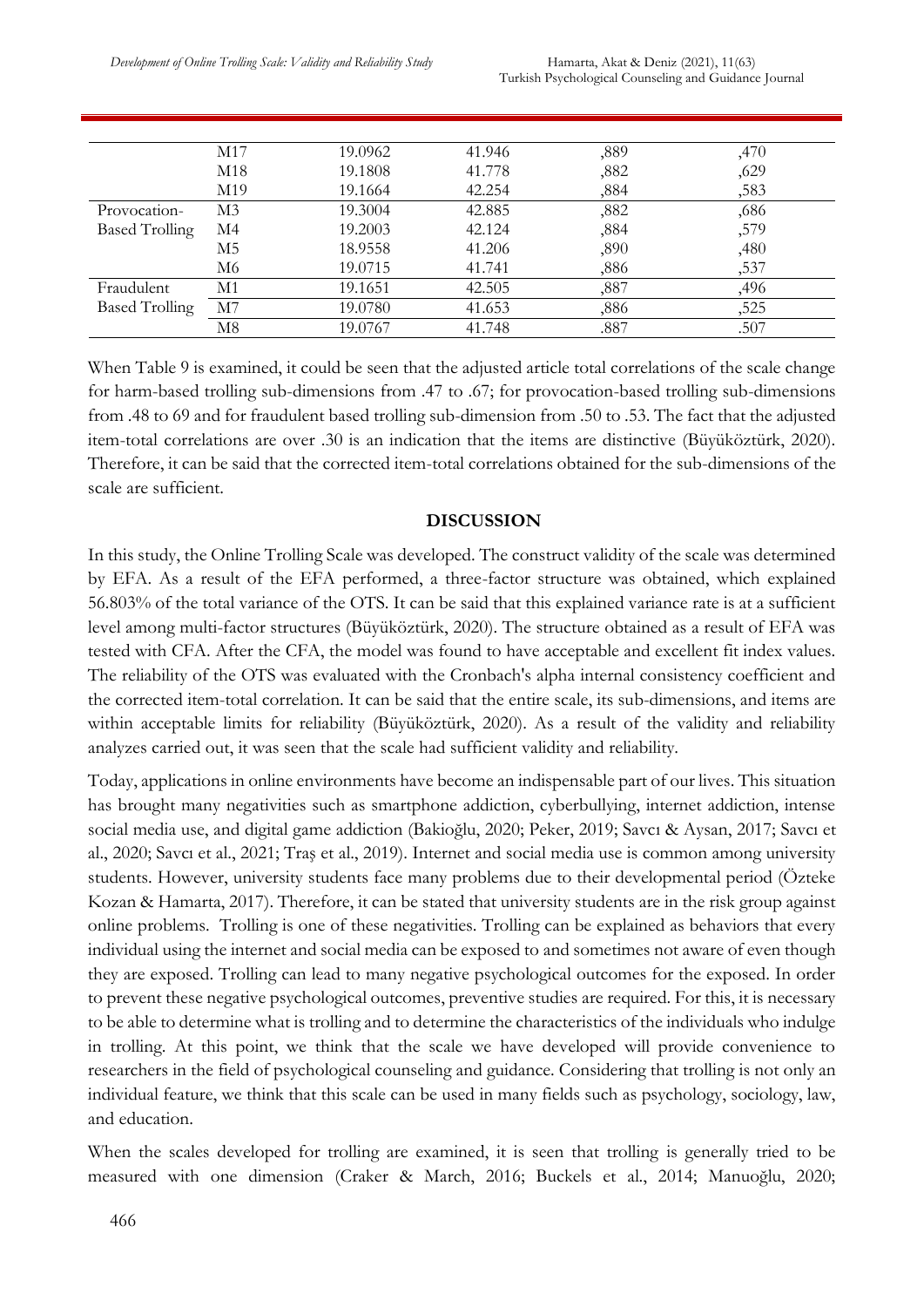|  |  |  |  |  |  |
|---|---|---|---|---|---|
|  | M17 | 19.0962 | 41.946 | ,889 | ,470 |
|  | M18 | 19.1808 | 41.778 | ,882 | ,629 |
|  | M19 | 19.1664 | 42.254 | ,884 | ,583 |
| Provocation-Based Trolling | M3 | 19.3004 | 42.885 | ,882 | ,686 |
|  | M4 | 19.2003 | 42.124 | ,884 | ,579 |
|  | M5 | 18.9558 | 41.206 | ,890 | ,480 |
|  | M6 | 19.0715 | 41.741 | ,886 | ,537 |
| Fraudulent Based Trolling | M1 | 19.1651 | 42.505 | ,887 | ,496 |
|  | M7 | 19.0780 | 41.653 | ,886 | ,525 |
|  | M8 | 19.0767 | 41.748 | .887 | .507 |

When Table 9 is examined, it could be seen that the adjusted article total correlations of the scale change for harm-based trolling sub-dimensions from .47 to .67; for provocation-based trolling sub-dimensions from .48 to 69 and for fraudulent based trolling sub-dimension from .50 to .53. The fact that the adjusted item-total correlations are over .30 is an indication that the items are distinctive (Büyüköztürk, 2020). Therefore, it can be said that the corrected item-total correlations obtained for the sub-dimensions of the scale are sufficient.

## DISCUSSION

In this study, the Online Trolling Scale was developed. The construct validity of the scale was determined by EFA. As a result of the EFA performed, a three-factor structure was obtained, which explained 56.803% of the total variance of the OTS. It can be said that this explained variance rate is at a sufficient level among multi-factor structures (Büyüköztürk, 2020). The structure obtained as a result of EFA was tested with CFA. After the CFA, the model was found to have acceptable and excellent fit index values. The reliability of the OTS was evaluated with the Cronbach's alpha internal consistency coefficient and the corrected item-total correlation. It can be said that the entire scale, its sub-dimensions, and items are within acceptable limits for reliability (Büyüköztürk, 2020). As a result of the validity and reliability analyzes carried out, it was seen that the scale had sufficient validity and reliability.

Today, applications in online environments have become an indispensable part of our lives. This situation has brought many negativities such as smartphone addiction, cyberbullying, internet addiction, intense social media use, and digital game addiction (Bakioğlu, 2020; Peker, 2019; Savcı & Aysan, 2017; Savcı et al., 2020; Savcı et al., 2021; Traş et al., 2019). Internet and social media use is common among university students. However, university students face many problems due to their developmental period (Özteke Kozan & Hamarta, 2017). Therefore, it can be stated that university students are in the risk group against online problems. Trolling is one of these negativities. Trolling can be explained as behaviors that every individual using the internet and social media can be exposed to and sometimes not aware of even though they are exposed. Trolling can lead to many negative psychological outcomes for the exposed. In order to prevent these negative psychological outcomes, preventive studies are required. For this, it is necessary to be able to determine what is trolling and to determine the characteristics of the individuals who indulge in trolling. At this point, we think that the scale we have developed will provide convenience to researchers in the field of psychological counseling and guidance. Considering that trolling is not only an individual feature, we think that this scale can be used in many fields such as psychology, sociology, law, and education.

When the scales developed for trolling are examined, it is seen that trolling is generally tried to be measured with one dimension (Craker & March, 2016; Buckels et al., 2014; Manuoğlu, 2020;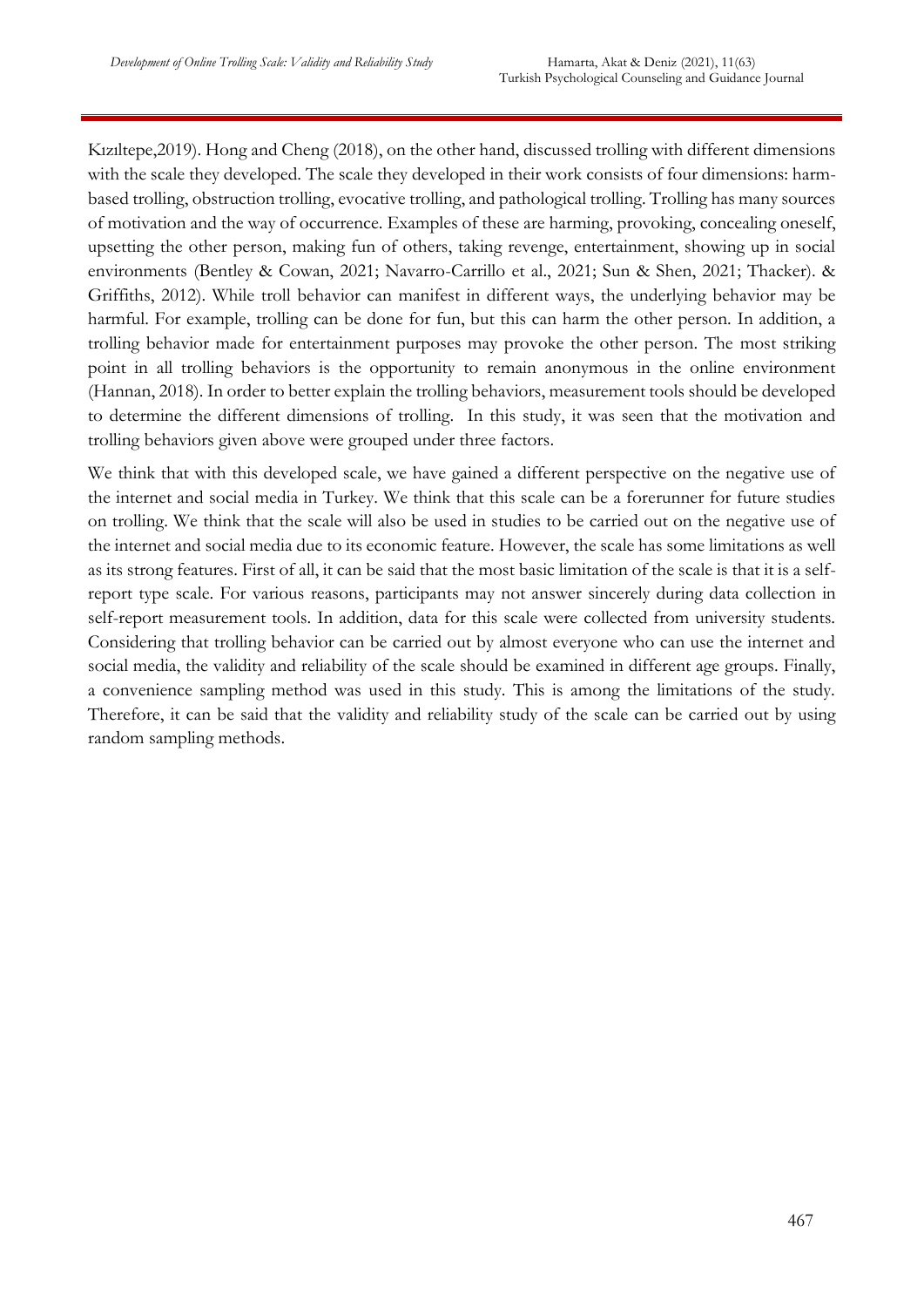Kızıltepe,2019). Hong and Cheng (2018), on the other hand, discussed trolling with different dimensions with the scale they developed. The scale they developed in their work consists of four dimensions: harm-based trolling, obstruction trolling, evocative trolling, and pathological trolling. Trolling has many sources of motivation and the way of occurrence. Examples of these are harming, provoking, concealing oneself, upsetting the other person, making fun of others, taking revenge, entertainment, showing up in social environments (Bentley & Cowan, 2021; Navarro-Carrillo et al., 2021; Sun & Shen, 2021; Thacker). & Griffiths, 2012). While troll behavior can manifest in different ways, the underlying behavior may be harmful. For example, trolling can be done for fun, but this can harm the other person. In addition, a trolling behavior made for entertainment purposes may provoke the other person. The most striking point in all trolling behaviors is the opportunity to remain anonymous in the online environment (Hannan, 2018). In order to better explain the trolling behaviors, measurement tools should be developed to determine the different dimensions of trolling. In this study, it was seen that the motivation and trolling behaviors given above were grouped under three factors.

We think that with this developed scale, we have gained a different perspective on the negative use of the internet and social media in Turkey. We think that this scale can be a forerunner for future studies on trolling. We think that the scale will also be used in studies to be carried out on the negative use of the internet and social media due to its economic feature. However, the scale has some limitations as well as its strong features. First of all, it can be said that the most basic limitation of the scale is that it is a self-report type scale. For various reasons, participants may not answer sincerely during data collection in self-report measurement tools. In addition, data for this scale were collected from university students. Considering that trolling behavior can be carried out by almost everyone who can use the internet and social media, the validity and reliability of the scale should be examined in different age groups. Finally, a convenience sampling method was used in this study. This is among the limitations of the study. Therefore, it can be said that the validity and reliability study of the scale can be carried out by using random sampling methods.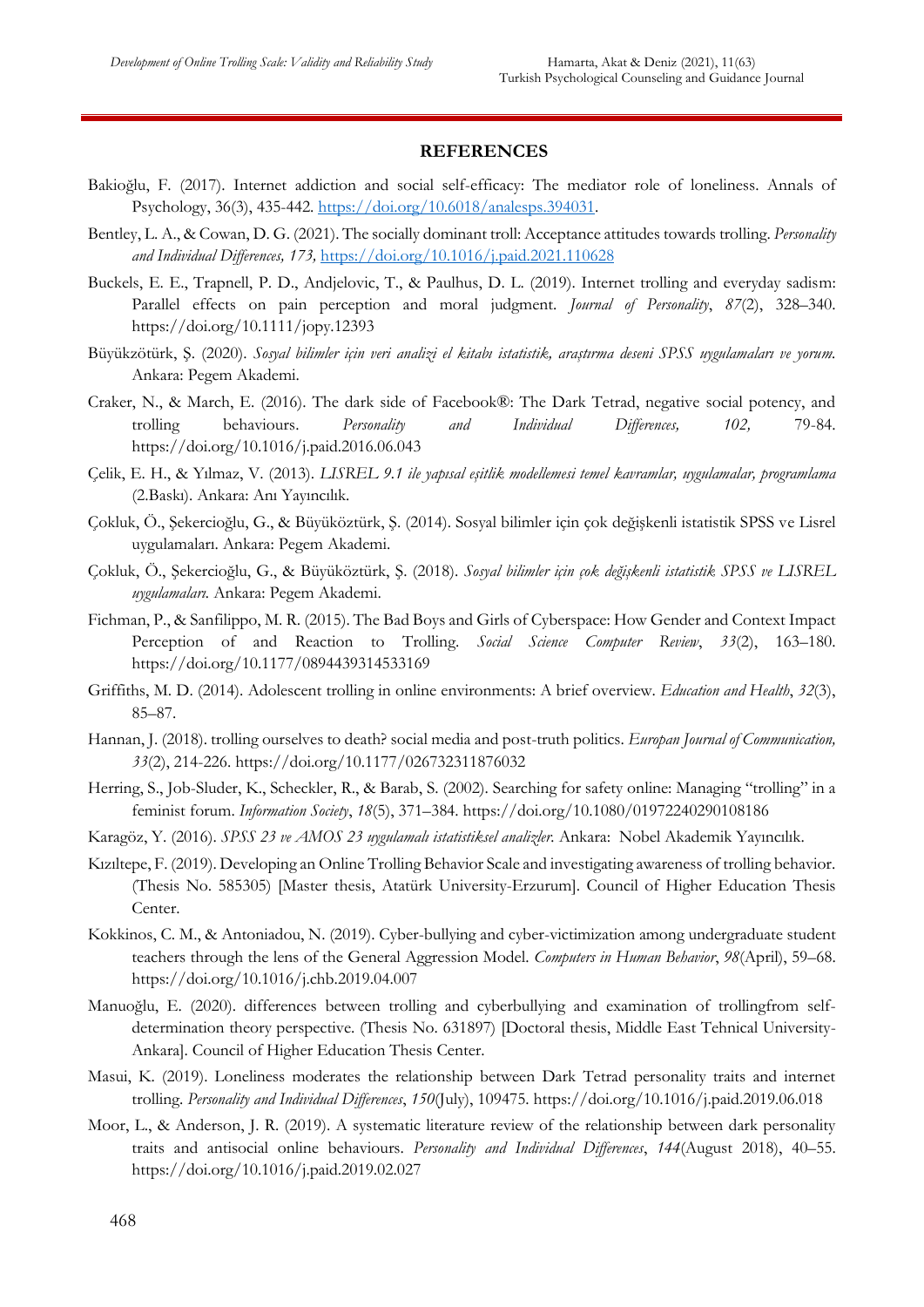## REFERENCES

Bakioğlu, F. (2017). Internet addiction and social self-efficacy: The mediator role of loneliness. Annals of Psychology, 36(3), 435-442. https://doi.org/10.6018/analesps.394031.

Bentley, L. A., & Cowan, D. G. (2021). The socially dominant troll: Acceptance attitudes towards trolling. *Personality and Individual Differences, 173,* https://doi.org/10.1016/j.paid.2021.110628

Buckels, E. E., Trapnell, P. D., Andjelovic, T., & Paulhus, D. L. (2019). Internet trolling and everyday sadism: Parallel effects on pain perception and moral judgment. *Journal of Personality*, *87*(2), 328–340. https://doi.org/10.1111/jopy.12393

Büyüköztürk, Ş. (2020). *Sosyal bilimler için veri analizi el kitabı istatistik, araştırma deseni SPSS uygulamaları ve yorum.* Ankara: Pegem Akademi.

Craker, N., & March, E. (2016). The dark side of Facebook®: The Dark Tetrad, negative social potency, and trolling behaviours. *Personality and Individual Differences, 102,* 79-84. https://doi.org/10.1016/j.paid.2016.06.043

Çelik, E. H., & Yılmaz, V. (2013). *LISREL 9.1 ile yapısal eşitlik modellemesi temel kavramlar, uygulamalar, programlama* (2.Baskı). Ankara: Anı Yayıncılık.

Çokluk, Ö., Şekercioğlu, G., & Büyüköztürk, Ş. (2014). Sosyal bilimler için çok değişkenli istatistik SPSS ve Lisrel uygulamaları. Ankara: Pegem Akademi.

Çokluk, Ö., Şekercioğlu, G., & Büyüköztürk, Ş. (2018). *Sosyal bilimler için çok değişkenli istatistik SPSS ve LISREL uygulamaları.* Ankara: Pegem Akademi.

Fichman, P., & Sanfilippo, M. R. (2015). The Bad Boys and Girls of Cyberspace: How Gender and Context Impact Perception of and Reaction to Trolling. *Social Science Computer Review*, *33*(2), 163–180. https://doi.org/10.1177/0894439314533169

Griffiths, M. D. (2014). Adolescent trolling in online environments: A brief overview. *Education and Health*, *32*(3), 85–87.

Hannan, J. (2018). trolling ourselves to death? social media and post-truth politics. *Europan Journal of Communication, 33*(2), 214-226. https://doi.org/10.1177/026732311876032

Herring, S., Job-Sluder, K., Scheckler, R., & Barab, S. (2002). Searching for safety online: Managing "trolling" in a feminist forum. *Information Society*, *18*(5), 371–384. https://doi.org/10.1080/01972240290108186

Karagöz, Y. (2016). *SPSS 23 ve AMOS 23 uygulamalı istatistiksel analizler.* Ankara: Nobel Akademik Yayıncılık.

Kızıltepe, F. (2019). Developing an Online Trolling Behavior Scale and investigating awareness of trolling behavior. (Thesis No. 585305) [Master thesis, Atatürk University-Erzurum]. Council of Higher Education Thesis Center.

Kokkinos, C. M., & Antoniadou, N. (2019). Cyber-bullying and cyber-victimization among undergraduate student teachers through the lens of the General Aggression Model. *Computers in Human Behavior*, *98*(April), 59–68. https://doi.org/10.1016/j.chb.2019.04.007

Manuoğlu, E. (2020). differences between trolling and cyberbullying and examination of trollingfrom self-determination theory perspective. (Thesis No. 631897) [Doctoral thesis, Middle East Tehnical University-Ankara]. Council of Higher Education Thesis Center.

Masui, K. (2019). Loneliness moderates the relationship between Dark Tetrad personality traits and internet trolling. *Personality and Individual Differences*, *150*(July), 109475. https://doi.org/10.1016/j.paid.2019.06.018

Moor, L., & Anderson, J. R. (2019). A systematic literature review of the relationship between dark personality traits and antisocial online behaviours. *Personality and Individual Differences*, *144*(August 2018), 40–55. https://doi.org/10.1016/j.paid.2019.02.027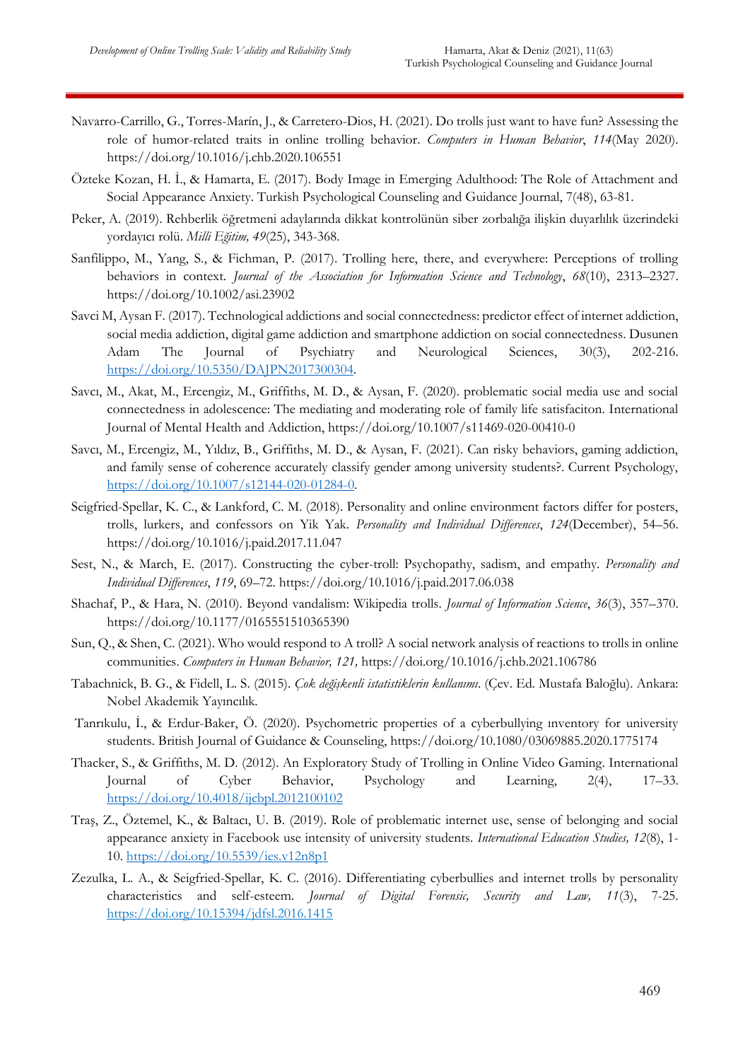Navarro-Carrillo, G., Torres-Marín, J., & Carretero-Dios, H. (2021). Do trolls just want to have fun? Assessing the role of humor-related traits in online trolling behavior. *Computers in Human Behavior*, *114*(May 2020). https://doi.org/10.1016/j.chb.2020.106551

Özteke Kozan, H. İ., & Hamarta, E. (2017). Body Image in Emerging Adulthood: The Role of Attachment and Social Appearance Anxiety. Turkish Psychological Counseling and Guidance Journal, 7(48), 63-81.

Peker, A. (2019). Rehberlik öğretmeni adaylarında dikkat kontrolünün siber zorbalığa ilişkin duyarlılık üzerindeki yordayıcı rolü. *Milli Eğitim, 49*(25), 343-368.

Sanfilippo, M., Yang, S., & Fichman, P. (2017). Trolling here, there, and everywhere: Perceptions of trolling behaviors in context. *Journal of the Association for Information Science and Technology*, *68*(10), 2313–2327. https://doi.org/10.1002/asi.23902

Savci M, Aysan F. (2017). Technological addictions and social connectedness: predictor effect of internet addiction, social media addiction, digital game addiction and smartphone addiction on social connectedness. Dusunen Adam The Journal of Psychiatry and Neurological Sciences, 30(3), 202-216. https://doi.org/10.5350/DAJPN2017300304.

Savcı, M., Akat, M., Ercengiz, M., Griffiths, M. D., & Aysan, F. (2020). problematic social media use and social connectedness in adolescence: The mediating and moderating role of family life satisfaciton. International Journal of Mental Health and Addiction, https://doi.org/10.1007/s11469-020-00410-0

Savcı, M., Ercengiz, M., Yıldız, B., Griffiths, M. D., & Aysan, F. (2021). Can risky behaviors, gaming addiction, and family sense of coherence accurately classify gender among university students?. Current Psychology, https://doi.org/10.1007/s12144-020-01284-0.

Seigfried-Spellar, K. C., & Lankford, C. M. (2018). Personality and online environment factors differ for posters, trolls, lurkers, and confessors on Yik Yak. *Personality and Individual Differences*, *124*(December), 54–56. https://doi.org/10.1016/j.paid.2017.11.047

Sest, N., & March, E. (2017). Constructing the cyber-troll: Psychopathy, sadism, and empathy. *Personality and Individual Differences*, *119*, 69–72. https://doi.org/10.1016/j.paid.2017.06.038

Shachaf, P., & Hara, N. (2010). Beyond vandalism: Wikipedia trolls. *Journal of Information Science*, *36*(3), 357–370. https://doi.org/10.1177/0165551510365390

Sun, Q., & Shen, C. (2021). Who would respond to A troll? A social network analysis of reactions to trolls in online communities. *Computers in Human Behavior, 121,* https://doi.org/10.1016/j.chb.2021.106786

Tabachnick, B. G., & Fidell, L. S. (2015). *Çok değişkenli istatistiklerin kullanımı*. (Çev. Ed. Mustafa Baloğlu). Ankara: Nobel Akademik Yayıncılık.

Tanrıkulu, İ., & Erdur-Baker, Ö. (2020). Psychometric properties of a cyberbullying ınventory for university students. British Journal of Guidance & Counseling, https://doi.org/10.1080/03069885.2020.1775174

Thacker, S., & Griffiths, M. D. (2012). An Exploratory Study of Trolling in Online Video Gaming. International Journal of Cyber Behavior, Psychology and Learning, 2(4), 17–33. https://doi.org/10.4018/ijcbpl.2012100102

Traş, Z., Öztemel, K., & Baltacı, U. B. (2019). Role of problematic internet use, sense of belonging and social appearance anxiety in Facebook use intensity of university students. *International Education Studies, 12*(8), 1-10. https://doi.org/10.5539/ies.v12n8p1

Zezulka, L. A., & Seigfried-Spellar, K. C. (2016). Differentiating cyberbullies and internet trolls by personality characteristics and self-esteem. *Journal of Digital Forensic, Security and Law, 11*(3), 7-25. https://doi.org/10.15394/jdfsl.2016.1415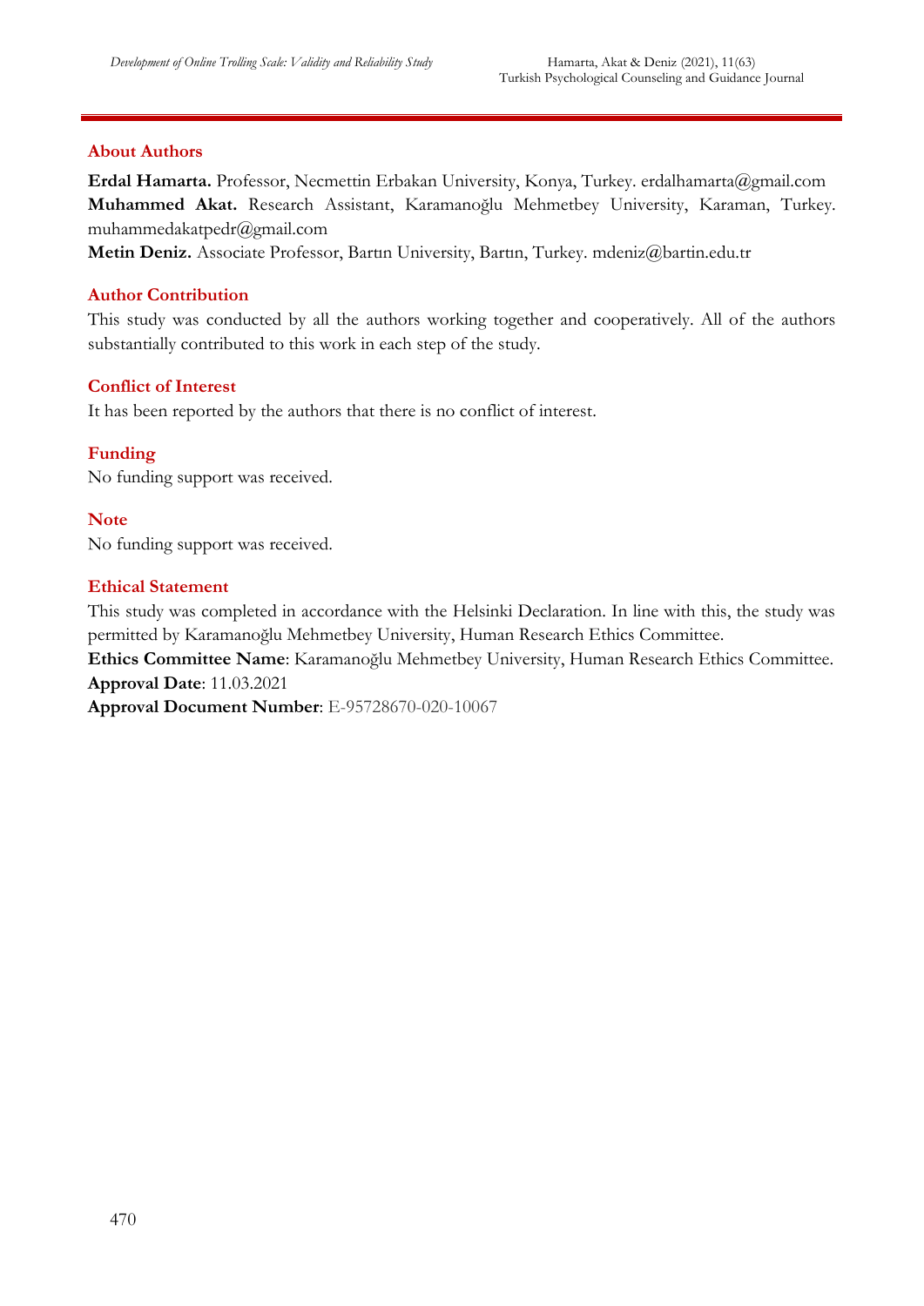## About Authors

**Erdal Hamarta.** Professor, Necmettin Erbakan University, Konya, Turkey. erdalhamarta@gmail.com
**Muhammed Akat.** Research Assistant, Karamanoğlu Mehmetbey University, Karaman, Turkey. muhammedakatpedr@gmail.com
**Metin Deniz.** Associate Professor, Bartın University, Bartın, Turkey. mdeniz@bartin.edu.tr

## Author Contribution

This study was conducted by all the authors working together and cooperatively. All of the authors substantially contributed to this work in each step of the study.

## Conflict of Interest

It has been reported by the authors that there is no conflict of interest.

## Funding

No funding support was received.

## Note

No funding support was received.

## Ethical Statement

This study was completed in accordance with the Helsinki Declaration. In line with this, the study was permitted by Karamanoğlu Mehmetbey University, Human Research Ethics Committee.
**Ethics Committee Name**: Karamanoğlu Mehmetbey University, Human Research Ethics Committee.
**Approval Date**: 11.03.2021
**Approval Document Number**: E-95728670-020-10067